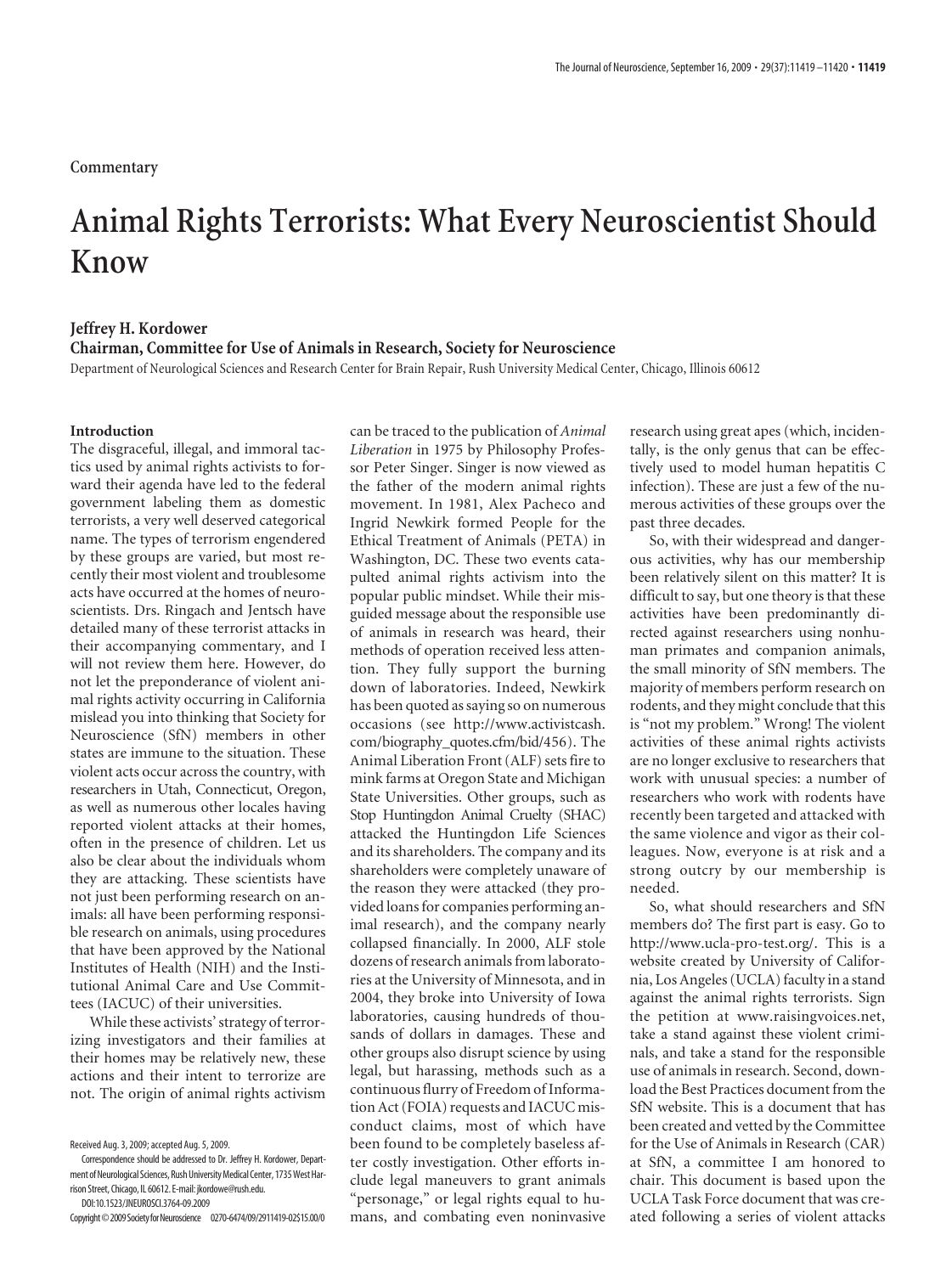Commentary

# Animal Rights Terrorists: What Every Neuroscientist Should Know

**Jeffrey H. Kordower**

**Chairman, Committee for Use of Animals in Research, Society for Neuroscience**

Department of Neurological Sciences and Research Center for Brain Repair, Rush University Medical Center, Chicago, Illinois 60612

## Introduction

The disgraceful, illegal, and immoral tactics used by animal rights activists to forward their agenda have led to the federal government labeling them as domestic terrorists, a very well deserved categorical name. The types of terrorism engendered by these groups are varied, but most recently their most violent and troublesome acts have occurred at the homes of neuroscientists. Drs. Ringach and Jentsch have detailed many of these terrorist attacks in their accompanying commentary, and I will not review them here. However, do not let the preponderance of violent animal rights activity occurring in California mislead you into thinking that Society for Neuroscience (SfN) members in other states are immune to the situation. These violent acts occur across the country, with researchers in Utah, Connecticut, Oregon, as well as numerous other locales having reported violent attacks at their homes, often in the presence of children. Let us also be clear about the individuals whom they are attacking. These scientists have not just been performing research on animals: all have been performing responsible research on animals, using procedures that have been approved by the National Institutes of Health (NIH) and the Institutional Animal Care and Use Committees (IACUC) of their universities.

While these activists' strategy of terrorizing investigators and their families at their homes may be relatively new, these actions and their intent to terrorize are not. The origin of animal rights activism can be traced to the publication of *Animal Liberation* in 1975 by Philosophy Professor Peter Singer. Singer is now viewed as the father of the modern animal rights movement. In 1981, Alex Pacheco and Ingrid Newkirk formed People for the Ethical Treatment of Animals (PETA) in Washington, DC. These two events catapulted animal rights activism into the popular public mindset. While their misguided message about the responsible use of animals in research was heard, their methods of operation received less attention. They fully support the burning down of laboratories. Indeed, Newkirk has been quoted as saying so on numerous occasions (see http://www.activistcash.com/biography_quotes.cfm/bid/456). The Animal Liberation Front (ALF) sets fire to mink farms at Oregon State and Michigan State Universities. Other groups, such as Stop Huntingdon Animal Cruelty (SHAC) attacked the Huntingdon Life Sciences and its shareholders. The company and its shareholders were completely unaware of the reason they were attacked (they provided loans for companies performing animal research), and the company nearly collapsed financially. In 2000, ALF stole dozens of research animals from laboratories at the University of Minnesota, and in 2004, they broke into University of Iowa laboratories, causing hundreds of thousands of dollars in damages. These and other groups also disrupt science by using legal, but harassing, methods such as a continuous flurry of Freedom of Information Act (FOIA) requests and IACUC misconduct claims, most of which have been found to be completely baseless after costly investigation. Other efforts include legal maneuvers to grant animals "personage," or legal rights equal to humans, and combating even noninvasive research using great apes (which, incidentally, is the only genus that can be effectively used to model human hepatitis C infection). These are just a few of the numerous activities of these groups over the past three decades.

So, with their widespread and dangerous activities, why has our membership been relatively silent on this matter? It is difficult to say, but one theory is that these activities have been predominantly directed against researchers using nonhuman primates and companion animals, the small minority of SfN members. The majority of members perform research on rodents, and they might conclude that this is "not my problem." Wrong! The violent activities of these animal rights activists are no longer exclusive to researchers that work with unusual species: a number of researchers who work with rodents have recently been targeted and attacked with the same violence and vigor as their colleagues. Now, everyone is at risk and a strong outcry by our membership is needed.

So, what should researchers and SfN members do? The first part is easy. Go to http://www.ucla-pro-test.org/. This is a website created by University of California, Los Angeles (UCLA) faculty in a stand against the animal rights terrorists. Sign the petition at www.raisingvoices.net, take a stand against these violent criminals, and take a stand for the responsible use of animals in research. Second, download the Best Practices document from the SfN website. This is a document that has been created and vetted by the Committee for the Use of Animals in Research (CAR) at SfN, a committee I am honored to chair. This document is based upon the UCLA Task Force document that was created following a series of violent attacks

Received Aug. 3, 2009; accepted Aug. 5, 2009.

Correspondence should be addressed to Dr. Jeffrey H. Kordower, Department of Neurological Sciences, Rush University Medical Center, 1735 West Harrison Street, Chicago, IL 60612. E-mail: jkordowe@rush.edu.

DOI:10.1523/JNEUROSCI.3764-09.2009

Copyright © 2009 Society for Neuroscience 0270-6474/09/2911419-02$15.00/0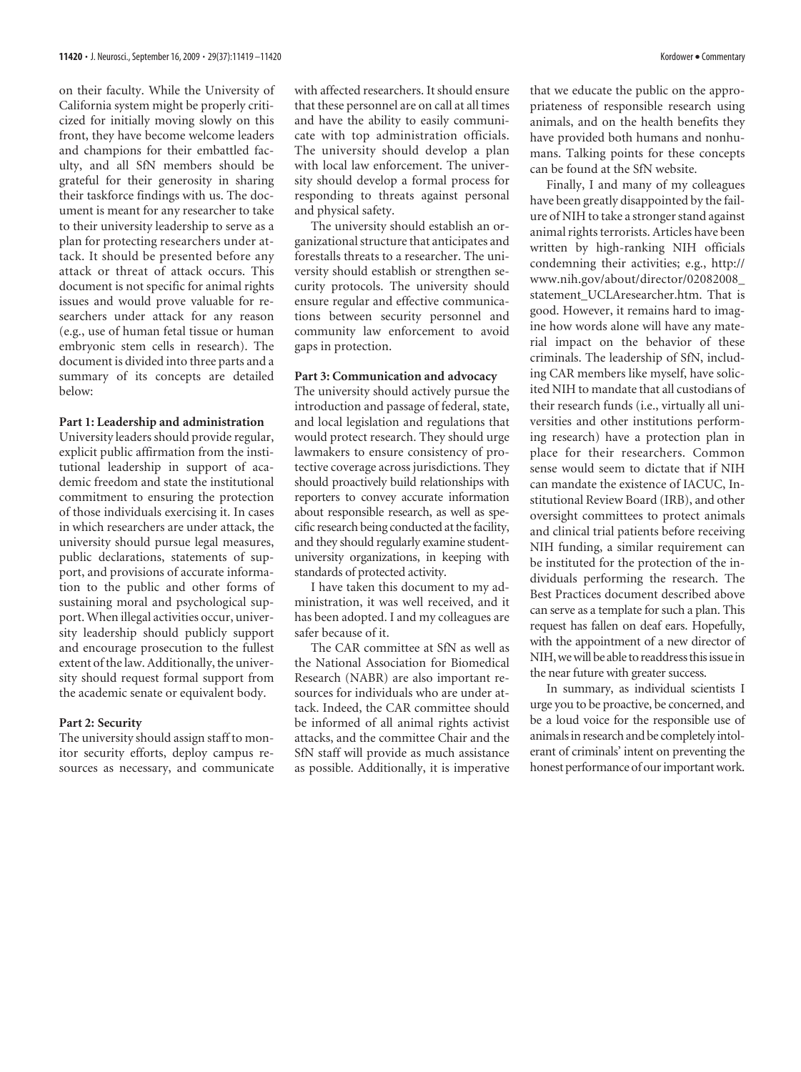on their faculty. While the University of California system might be properly criticized for initially moving slowly on this front, they have become welcome leaders and champions for their embattled faculty, and all SfN members should be grateful for their generosity in sharing their taskforce findings with us. The document is meant for any researcher to take to their university leadership to serve as a plan for protecting researchers under attack. It should be presented before any attack or threat of attack occurs. This document is not specific for animal rights issues and would prove valuable for researchers under attack for any reason (e.g., use of human fetal tissue or human embryonic stem cells in research). The document is divided into three parts and a summary of its concepts are detailed below:

**Part 1: Leadership and administration**

University leaders should provide regular, explicit public affirmation from the institutional leadership in support of academic freedom and state the institutional commitment to ensuring the protection of those individuals exercising it. In cases in which researchers are under attack, the university should pursue legal measures, public declarations, statements of support, and provisions of accurate information to the public and other forms of sustaining moral and psychological support. When illegal activities occur, university leadership should publicly support and encourage prosecution to the fullest extent of the law. Additionally, the university should request formal support from the academic senate or equivalent body.

**Part 2: Security**

The university should assign staff to monitor security efforts, deploy campus resources as necessary, and communicate with affected researchers. It should ensure that these personnel are on call at all times and have the ability to easily communicate with top administration officials. The university should develop a plan with local law enforcement. The university should develop a formal process for responding to threats against personal and physical safety.

The university should establish an organizational structure that anticipates and forestalls threats to a researcher. The university should establish or strengthen security protocols. The university should ensure regular and effective communications between security personnel and community law enforcement to avoid gaps in protection.

**Part 3: Communication and advocacy**

The university should actively pursue the introduction and passage of federal, state, and local legislation and regulations that would protect research. They should urge lawmakers to ensure consistency of protective coverage across jurisdictions. They should proactively build relationships with reporters to convey accurate information about responsible research, as well as specific research being conducted at the facility, and they should regularly examine student-university organizations, in keeping with standards of protected activity.

I have taken this document to my administration, it was well received, and it has been adopted. I and my colleagues are safer because of it.

The CAR committee at SfN as well as the National Association for Biomedical Research (NABR) are also important resources for individuals who are under attack. Indeed, the CAR committee should be informed of all animal rights activist attacks, and the committee Chair and the SfN staff will provide as much assistance as possible. Additionally, it is imperative that we educate the public on the appropriateness of responsible research using animals, and on the health benefits they have provided both humans and nonhumans. Talking points for these concepts can be found at the SfN website.

Finally, I and many of my colleagues have been greatly disappointed by the failure of NIH to take a stronger stand against animal rights terrorists. Articles have been written by high-ranking NIH officials condemning their activities; e.g., http://www.nih.gov/about/director/02082008_statement_UCLAresearcher.htm. That is good. However, it remains hard to imagine how words alone will have any material impact on the behavior of these criminals. The leadership of SfN, including CAR members like myself, have solicited NIH to mandate that all custodians of their research funds (i.e., virtually all universities and other institutions performing research) have a protection plan in place for their researchers. Common sense would seem to dictate that if NIH can mandate the existence of IACUC, Institutional Review Board (IRB), and other oversight committees to protect animals and clinical trial patients before receiving NIH funding, a similar requirement can be instituted for the protection of the individuals performing the research. The Best Practices document described above can serve as a template for such a plan. This request has fallen on deaf ears. Hopefully, with the appointment of a new director of NIH, we will be able to readdress this issue in the near future with greater success.

In summary, as individual scientists I urge you to be proactive, be concerned, and be a loud voice for the responsible use of animals in research and be completely intolerant of criminals' intent on preventing the honest performance of our important work.